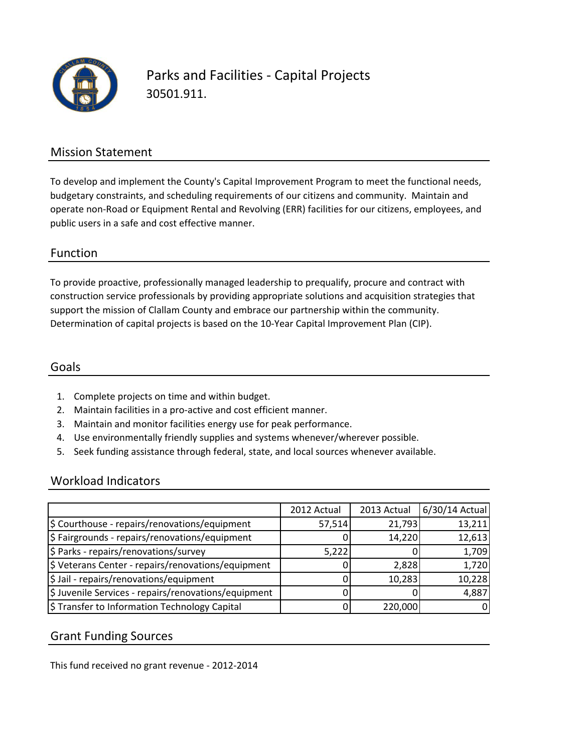# Parks and Facilities - Capital Projects

30501.911.

## Mission Statement

To develop and implement the County's Capital Improvement Program to meet the functional needs, budgetary constraints, and scheduling requirements of our citizens and community. Maintain and operate non-Road or Equipment Rental and Revolving (ERR) facilities for our citizens, employees, and public users in a safe and cost effective manner.

## Function

To provide proactive, professionally managed leadership to prequalify, procure and contract with construction service professionals by providing appropriate solutions and acquisition strategies that support the mission of Clallam County and embrace our partnership within the community. Determination of capital projects is based on the 10-Year Capital Improvement Plan (CIP).

## Goals

1. Complete projects on time and within budget.
2. Maintain facilities in a pro-active and cost efficient manner.
3. Maintain and monitor facilities energy use for peak performance.
4. Use environmentally friendly supplies and systems whenever/wherever possible.
5. Seek funding assistance through federal, state, and local sources whenever available.

## Workload Indicators

| | 2012 Actual | 2013 Actual | 6/30/14 Actual |
|---|---|---|---|
| $ Courthouse - repairs/renovations/equipment | 57,514 | 21,793 | 13,211 |
| $ Fairgrounds - repairs/renovations/equipment | 0 | 14,220 | 12,613 |
| $ Parks - repairs/renovations/survey | 5,222 | 0 | 1,709 |
| $ Veterans Center - repairs/renovations/equipment | 0 | 2,828 | 1,720 |
| $ Jail - repairs/renovations/equipment | 0 | 10,283 | 10,228 |
| $ Juvenile Services - repairs/renovations/equipment | 0 | 0 | 4,887 |
| $ Transfer to Information Technology Capital | 0 | 220,000 | 0 |

## Grant Funding Sources

This fund received no grant revenue - 2012-2014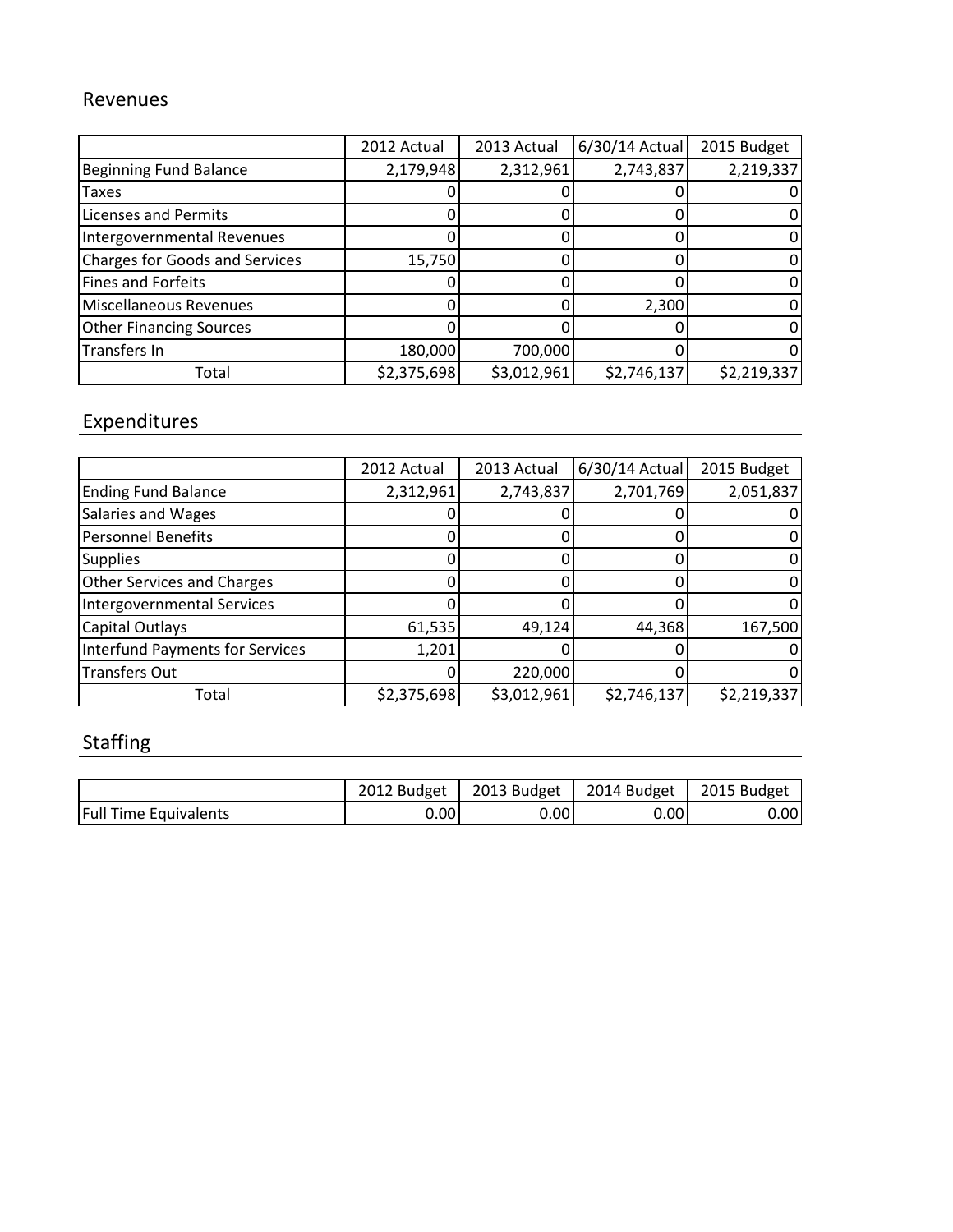## Revenues

| | 2012 Actual | 2013 Actual | 6/30/14 Actual | 2015 Budget |
|---|---|---|---|---|
| Beginning Fund Balance | 2,179,948 | 2,312,961 | 2,743,837 | 2,219,337 |
| Taxes | 0 | 0 | 0 | 0 |
| Licenses and Permits | 0 | 0 | 0 | 0 |
| Intergovernmental Revenues | 0 | 0 | 0 | 0 |
| Charges for Goods and Services | 15,750 | 0 | 0 | 0 |
| Fines and Forfeits | 0 | 0 | 0 | 0 |
| Miscellaneous Revenues | 0 | 0 | 2,300 | 0 |
| Other Financing Sources | 0 | 0 | 0 | 0 |
| Transfers In | 180,000 | 700,000 | 0 | 0 |
| Total | $2,375,698 | $3,012,961 | $2,746,137 | $2,219,337 |

## Expenditures

| | 2012 Actual | 2013 Actual | 6/30/14 Actual | 2015 Budget |
|---|---|---|---|---|
| Ending Fund Balance | 2,312,961 | 2,743,837 | 2,701,769 | 2,051,837 |
| Salaries and Wages | 0 | 0 | 0 | 0 |
| Personnel Benefits | 0 | 0 | 0 | 0 |
| Supplies | 0 | 0 | 0 | 0 |
| Other Services and Charges | 0 | 0 | 0 | 0 |
| Intergovernmental Services | 0 | 0 | 0 | 0 |
| Capital Outlays | 61,535 | 49,124 | 44,368 | 167,500 |
| Interfund Payments for Services | 1,201 | 0 | 0 | 0 |
| Transfers Out | 0 | 220,000 | 0 | 0 |
| Total | $2,375,698 | $3,012,961 | $2,746,137 | $2,219,337 |

## Staffing

| | 2012 Budget | 2013 Budget | 2014 Budget | 2015 Budget |
|---|---|---|---|---|
| Full Time Equivalents | 0.00 | 0.00 | 0.00 | 0.00 |